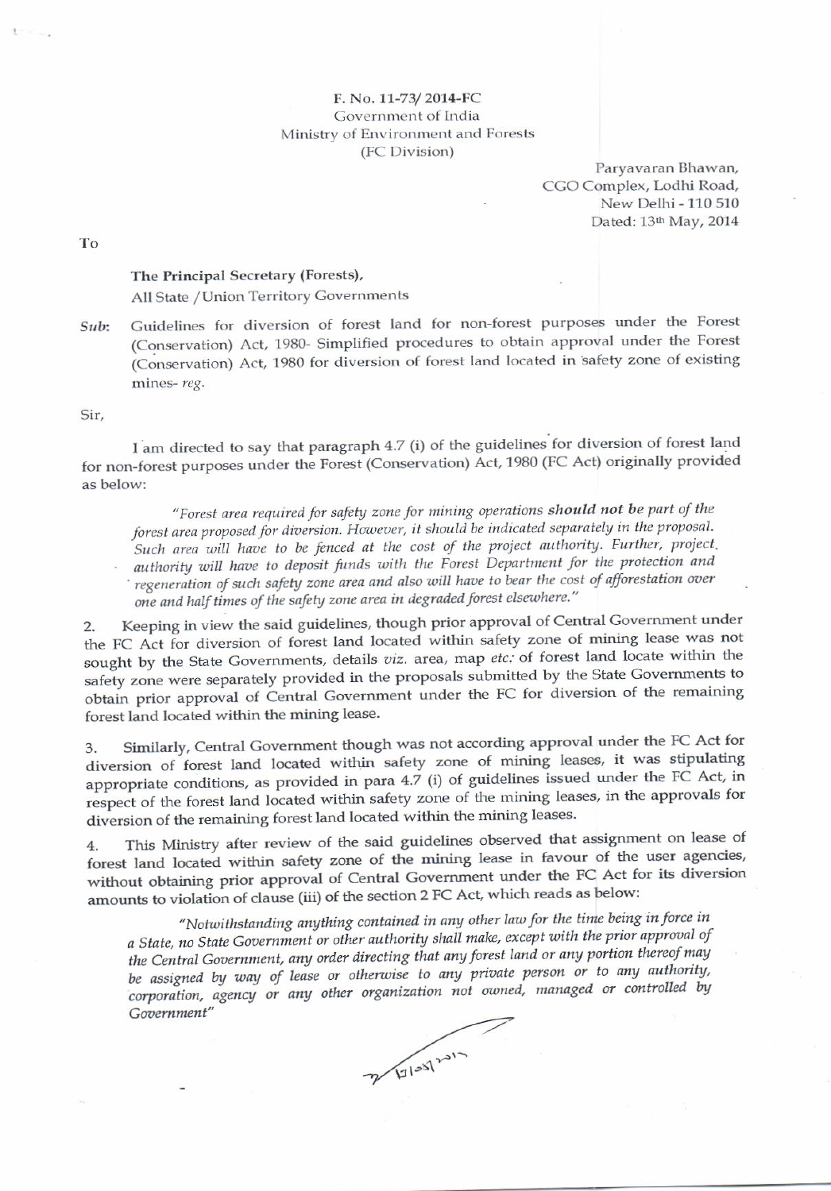F. No. 11-73/ 2014-FC
Government of India
Ministry of Environment and Forests
(FC Division)

Paryavaran Bhawan,
CGO Complex, Lodhi Road,
New Delhi - 110 510
Dated: 13th May, 2014

To

**The Principal Secretary (Forests),**
All State / Union Territory Governments

***Sub:*** Guidelines for diversion of forest land for non-forest purposes under the Forest (Conservation) Act, 1980- Simplified procedures to obtain approval under the Forest (Conservation) Act, 1980 for diversion of forest land located in safety zone of existing mines- *reg.*

Sir,

I am directed to say that paragraph 4.7 (i) of the guidelines for diversion of forest land for non-forest purposes under the Forest (Conservation) Act, 1980 (FC Act) originally provided as below:

> *"Forest area required for safety zone for mining operations **should not** be part of the forest area proposed for diversion. However, it should be indicated separately in the proposal. Such area will have to be fenced at the cost of the project authority. Further, project authority will have to deposit funds with the Forest Department for the protection and regeneration of such safety zone area and also will have to bear the cost of afforestation over one and half times of the safety zone area in degraded forest elsewhere."*

2. Keeping in view the said guidelines, though prior approval of Central Government under the FC Act for diversion of forest land located within safety zone of mining lease was not sought by the State Governments, details *viz.* area, map *etc.* of forest land locate within the safety zone were separately provided in the proposals submitted by the State Governments to obtain prior approval of Central Government under the FC for diversion of the remaining forest land located within the mining lease.

3. Similarly, Central Government though was not according approval under the FC Act for diversion of forest land located within safety zone of mining leases, it was stipulating appropriate conditions, as provided in para 4.7 (i) of guidelines issued under the FC Act, in respect of the forest land located within safety zone of the mining leases, in the approvals for diversion of the remaining forest land located within the mining leases.

4. This Ministry after review of the said guidelines observed that assignment on lease of forest land located within safety zone of the mining lease in favour of the user agencies, without obtaining prior approval of Central Government under the FC Act for its diversion amounts to violation of clause (iii) of the section 2 FC Act, which reads as below:

> *"Notwithstanding anything contained in any other law for the time being in force in a State, no State Government or other authority shall make, except with the prior approval of the Central Government, any order directing that any forest land or any portion thereof may be assigned by way of lease or otherwise to any private person or to any authority, corporation, agency or any other organization not owned, managed or controlled by Government"*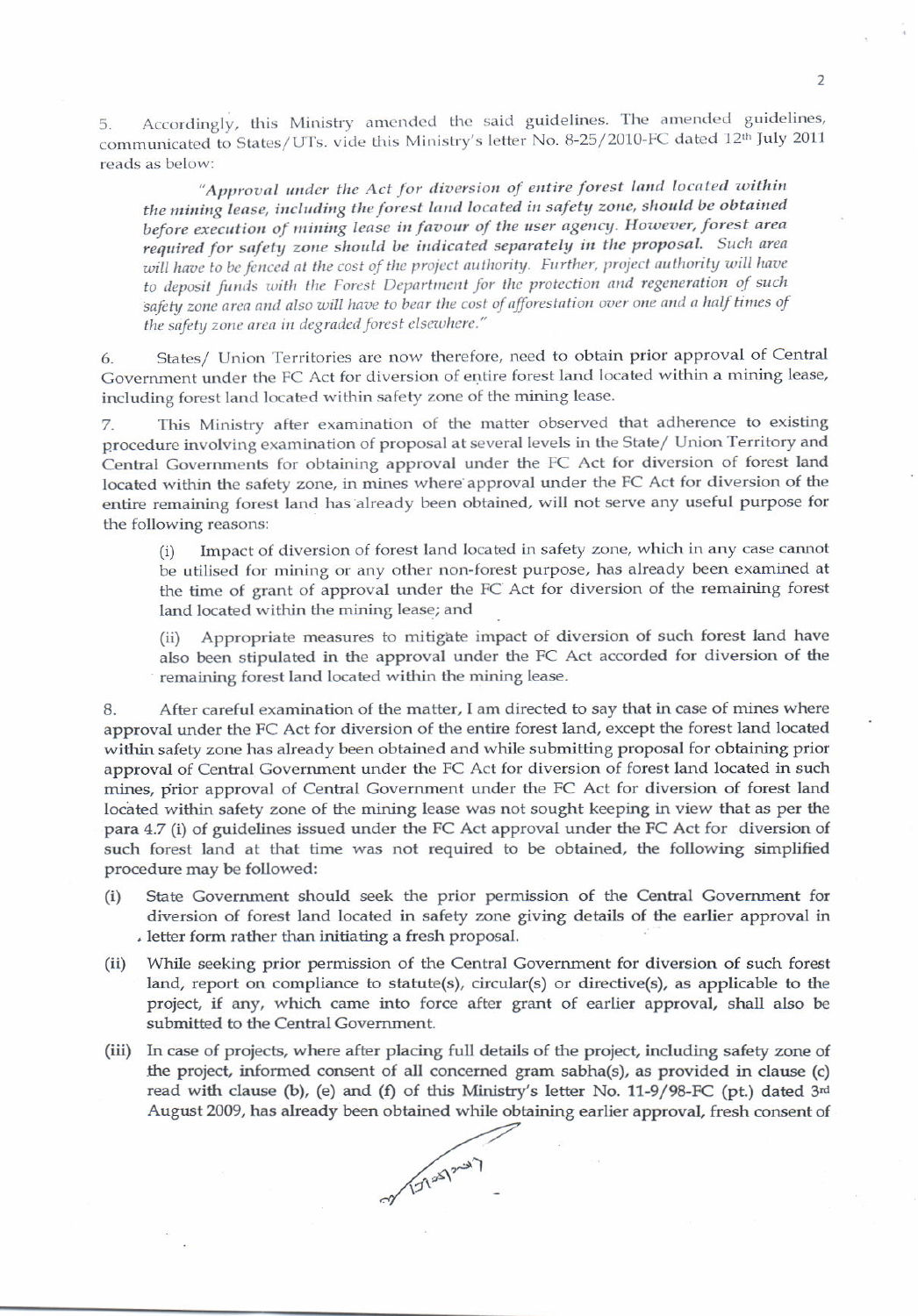5. Accordingly, this Ministry amended the said guidelines. The amended guidelines, communicated to States/UTs. vide this Ministry's letter No. 8-25/2010-FC dated 12th July 2011 reads as below:

> *"Approval under the Act for diversion of entire forest land located within the mining lease, including the forest land located in safety zone, should be obtained before execution of mining lease in favour of the user agency. However, forest area required for safety zone should be indicated separately in the proposal. Such area will have to be fenced at the cost of the project authority. Further, project authority will have to deposit funds with the Forest Department for the protection and regeneration of such safety zone area and also will have to bear the cost of afforestation over one and a half times of the safety zone area in degraded forest elsewhere."*

6. States/ Union Territories are now therefore, need to obtain prior approval of Central Government under the FC Act for diversion of entire forest land located within a mining lease, including forest land located within safety zone of the mining lease.

7. This Ministry after examination of the matter observed that adherence to existing procedure involving examination of proposal at several levels in the State/ Union Territory and Central Governments for obtaining approval under the FC Act for diversion of forest land located within the safety zone, in mines where approval under the FC Act for diversion of the entire remaining forest land has already been obtained, will not serve any useful purpose for the following reasons:

(i) Impact of diversion of forest land located in safety zone, which in any case cannot be utilised for mining or any other non-forest purpose, has already been examined at the time of grant of approval under the FC Act for diversion of the remaining forest land located within the mining lease; and

(ii) Appropriate measures to mitigate impact of diversion of such forest land have also been stipulated in the approval under the FC Act accorded for diversion of the remaining forest land located within the mining lease.

8. After careful examination of the matter, I am directed to say that in case of mines where approval under the FC Act for diversion of the entire forest land, except the forest land located within safety zone has already been obtained and while submitting proposal for obtaining prior approval of Central Government under the FC Act for diversion of forest land located in such mines, prior approval of Central Government under the FC Act for diversion of forest land located within safety zone of the mining lease was not sought keeping in view that as per the para 4.7 (i) of guidelines issued under the FC Act approval under the FC Act for diversion of such forest land at that time was not required to be obtained, the following simplified procedure may be followed:

(i) State Government should seek the prior permission of the Central Government for diversion of forest land located in safety zone giving details of the earlier approval in letter form rather than initiating a fresh proposal.

(ii) While seeking prior permission of the Central Government for diversion of such forest land, report on compliance to statute(s), circular(s) or directive(s), as applicable to the project, if any, which came into force after grant of earlier approval, shall also be submitted to the Central Government.

(iii) In case of projects, where after placing full details of the project, including safety zone of the project, informed consent of all concerned gram sabha(s), as provided in clause (c) read with clause (b), (e) and (f) of this Ministry's letter No. 11-9/98-FC (pt.) dated 3rd August 2009, has already been obtained while obtaining earlier approval, fresh consent of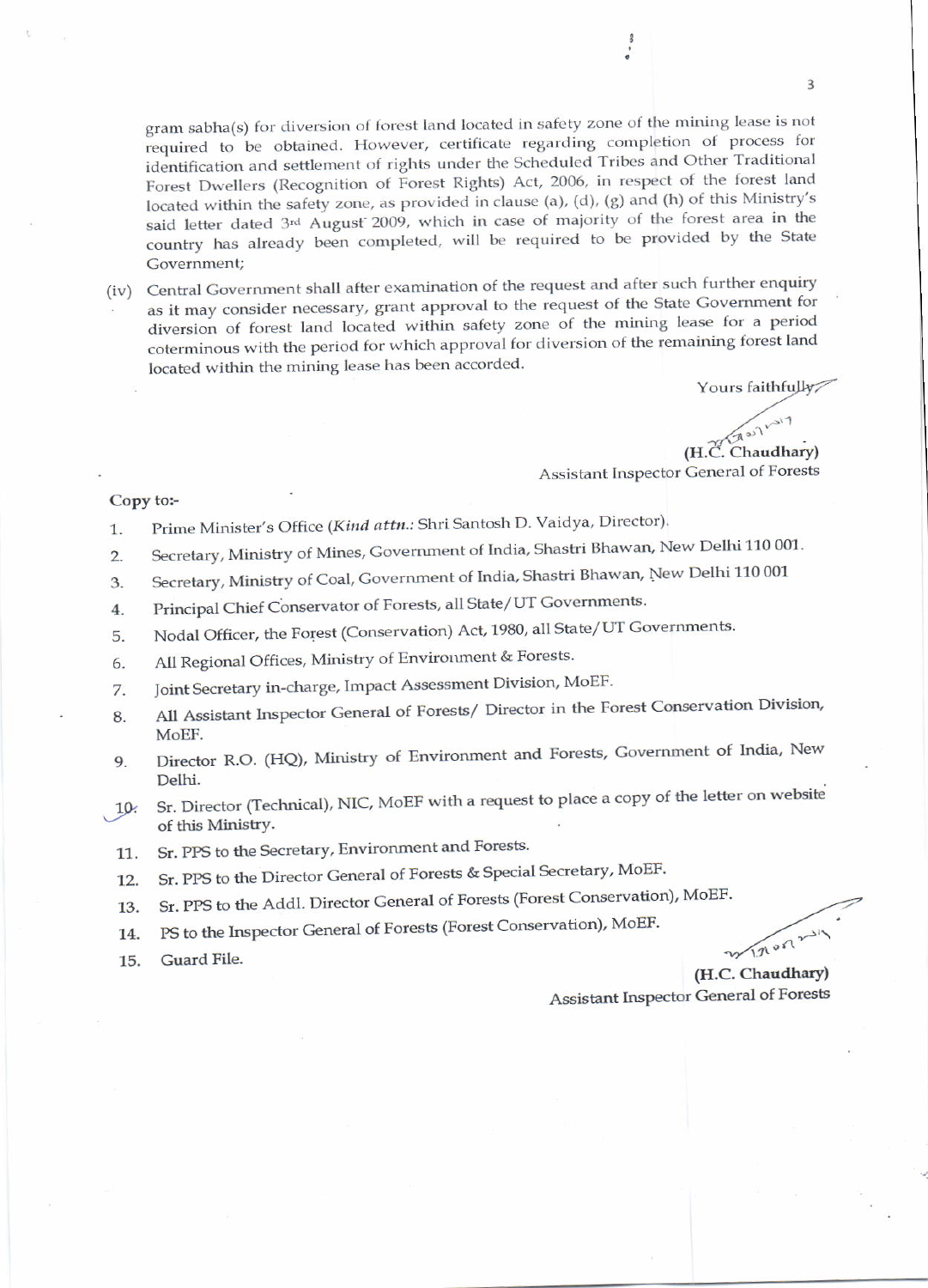gram sabha(s) for diversion of forest land located in safety zone of the mining lease is not required to be obtained. However, certificate regarding completion of process for identification and settlement of rights under the Scheduled Tribes and Other Traditional Forest Dwellers (Recognition of Forest Rights) Act, 2006, in respect of the forest land located within the safety zone, as provided in clause (a), (d), (g) and (h) of this Ministry's said letter dated 3rd August 2009, which in case of majority of the forest area in the country has already been completed, will be required to be provided by the State Government;

(iv) Central Government shall after examination of the request and after such further enquiry as it may consider necessary, grant approval to the request of the State Government for diversion of forest land located within safety zone of the mining lease for a period coterminous with the period for which approval for diversion of the remaining forest land located within the mining lease has been accorded.

Yours faithfully,

(H.C. Chaudhary)
Assistant Inspector General of Forests

Copy to:-

1. Prime Minister's Office (*Kind attn.:* Shri Santosh D. Vaidya, Director).
2. Secretary, Ministry of Mines, Government of India, Shastri Bhawan, New Delhi 110 001.
3. Secretary, Ministry of Coal, Government of India, Shastri Bhawan, New Delhi 110 001
4. Principal Chief Conservator of Forests, all State/UT Governments.
5. Nodal Officer, the Forest (Conservation) Act, 1980, all State/UT Governments.
6. All Regional Offices, Ministry of Environment & Forests.
7. Joint Secretary in-charge, Impact Assessment Division, MoEF.
8. All Assistant Inspector General of Forests/ Director in the Forest Conservation Division, MoEF.
9. Director R.O. (HQ), Ministry of Environment and Forests, Government of India, New Delhi.
10. Sr. Director (Technical), NIC, MoEF with a request to place a copy of the letter on website of this Ministry.
11. Sr. PPS to the Secretary, Environment and Forests.
12. Sr. PPS to the Director General of Forests & Special Secretary, MoEF.
13. Sr. PPS to the Addl. Director General of Forests (Forest Conservation), MoEF.
14. PS to the Inspector General of Forests (Forest Conservation), MoEF.
15. Guard File.

(H.C. Chaudhary)
Assistant Inspector General of Forests